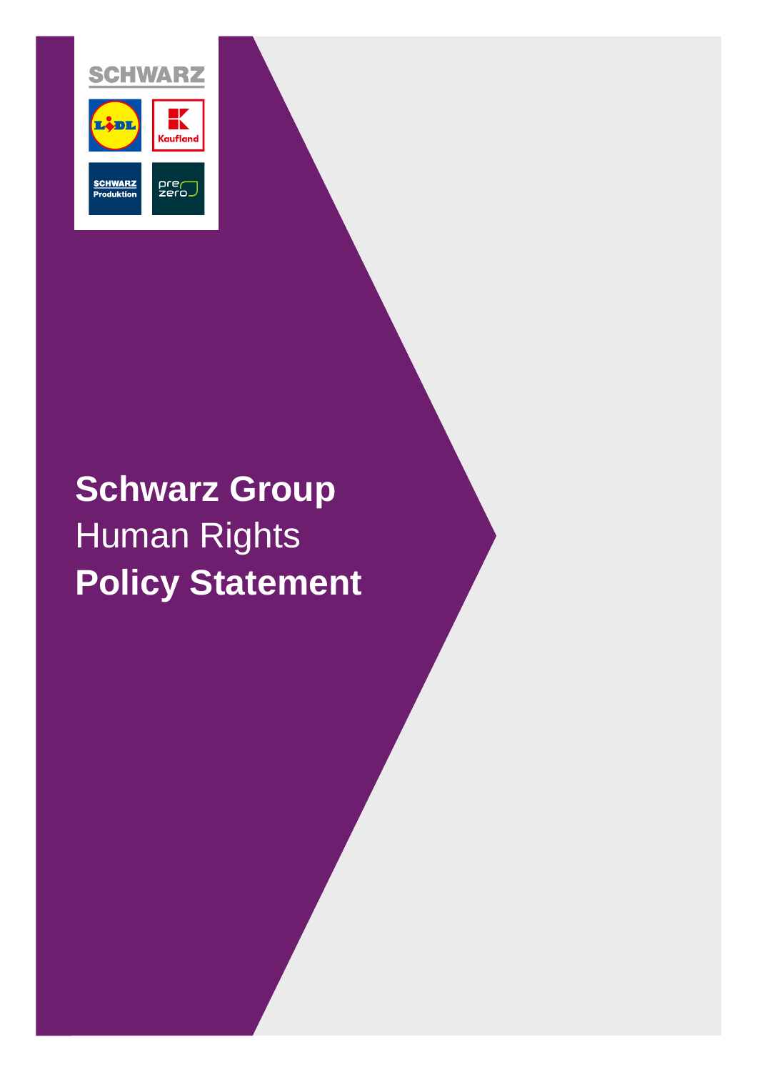# Schwarz Group Human Rights Policy Statement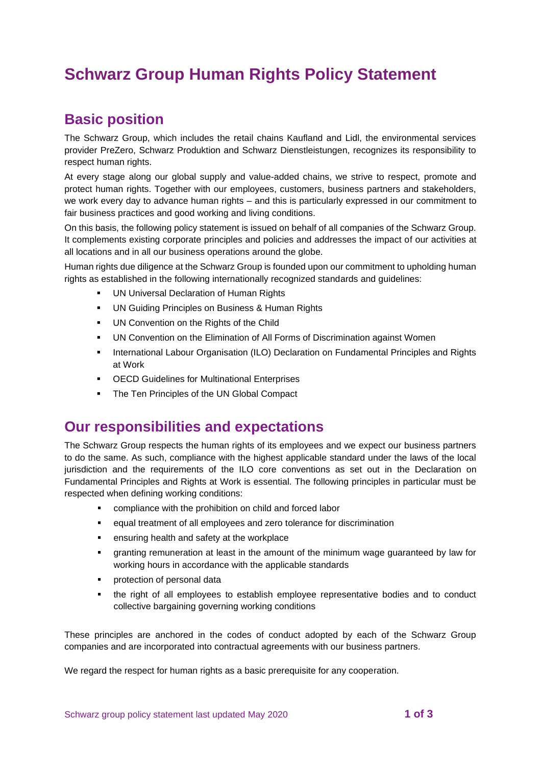# Schwarz Group Human Rights Policy Statement

## Basic position

The Schwarz Group, which includes the retail chains Kaufland and Lidl, the environmental services provider PreZero, Schwarz Produktion and Schwarz Dienstleistungen, recognizes its responsibility to respect human rights.

At every stage along our global supply and value-added chains, we strive to respect, promote and protect human rights. Together with our employees, customers, business partners and stakeholders, we work every day to advance human rights – and this is particularly expressed in our commitment to fair business practices and good working and living conditions.

On this basis, the following policy statement is issued on behalf of all companies of the Schwarz Group. It complements existing corporate principles and policies and addresses the impact of our activities at all locations and in all our business operations around the globe.

Human rights due diligence at the Schwarz Group is founded upon our commitment to upholding human rights as established in the following internationally recognized standards and guidelines:

- UN Universal Declaration of Human Rights
- UN Guiding Principles on Business & Human Rights
- UN Convention on the Rights of the Child
- UN Convention on the Elimination of All Forms of Discrimination against Women
- International Labour Organisation (ILO) Declaration on Fundamental Principles and Rights at Work
- OECD Guidelines for Multinational Enterprises
- The Ten Principles of the UN Global Compact

## Our responsibilities and expectations

The Schwarz Group respects the human rights of its employees and we expect our business partners to do the same. As such, compliance with the highest applicable standard under the laws of the local jurisdiction and the requirements of the ILO core conventions as set out in the Declaration on Fundamental Principles and Rights at Work is essential. The following principles in particular must be respected when defining working conditions:

- compliance with the prohibition on child and forced labor
- equal treatment of all employees and zero tolerance for discrimination
- ensuring health and safety at the workplace
- granting remuneration at least in the amount of the minimum wage guaranteed by law for working hours in accordance with the applicable standards
- protection of personal data
- the right of all employees to establish employee representative bodies and to conduct collective bargaining governing working conditions

These principles are anchored in the codes of conduct adopted by each of the Schwarz Group companies and are incorporated into contractual agreements with our business partners.

We regard the respect for human rights as a basic prerequisite for any cooperation.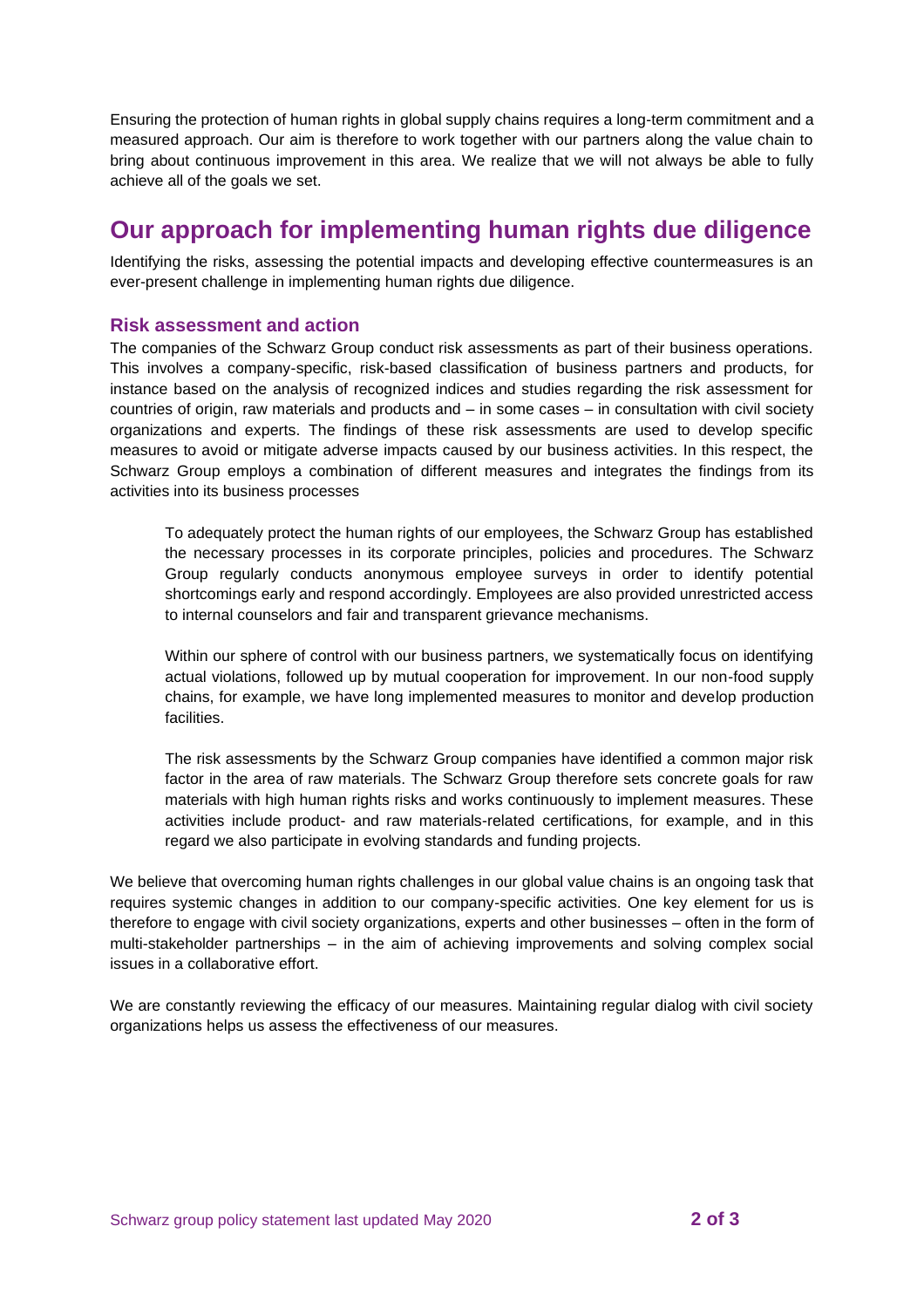Ensuring the protection of human rights in global supply chains requires a long-term commitment and a measured approach. Our aim is therefore to work together with our partners along the value chain to bring about continuous improvement in this area. We realize that we will not always be able to fully achieve all of the goals we set.

## Our approach for implementing human rights due diligence

Identifying the risks, assessing the potential impacts and developing effective countermeasures is an ever-present challenge in implementing human rights due diligence.

### Risk assessment and action

The companies of the Schwarz Group conduct risk assessments as part of their business operations. This involves a company-specific, risk-based classification of business partners and products, for instance based on the analysis of recognized indices and studies regarding the risk assessment for countries of origin, raw materials and products and – in some cases – in consultation with civil society organizations and experts. The findings of these risk assessments are used to develop specific measures to avoid or mitigate adverse impacts caused by our business activities. In this respect, the Schwarz Group employs a combination of different measures and integrates the findings from its activities into its business processes

> To adequately protect the human rights of our employees, the Schwarz Group has established the necessary processes in its corporate principles, policies and procedures. The Schwarz Group regularly conducts anonymous employee surveys in order to identify potential shortcomings early and respond accordingly. Employees are also provided unrestricted access to internal counselors and fair and transparent grievance mechanisms.
>
> Within our sphere of control with our business partners, we systematically focus on identifying actual violations, followed up by mutual cooperation for improvement. In our non-food supply chains, for example, we have long implemented measures to monitor and develop production facilities.
>
> The risk assessments by the Schwarz Group companies have identified a common major risk factor in the area of raw materials. The Schwarz Group therefore sets concrete goals for raw materials with high human rights risks and works continuously to implement measures. These activities include product- and raw materials-related certifications, for example, and in this regard we also participate in evolving standards and funding projects.

We believe that overcoming human rights challenges in our global value chains is an ongoing task that requires systemic changes in addition to our company-specific activities. One key element for us is therefore to engage with civil society organizations, experts and other businesses – often in the form of multi-stakeholder partnerships – in the aim of achieving improvements and solving complex social issues in a collaborative effort.

We are constantly reviewing the efficacy of our measures. Maintaining regular dialog with civil society organizations helps us assess the effectiveness of our measures.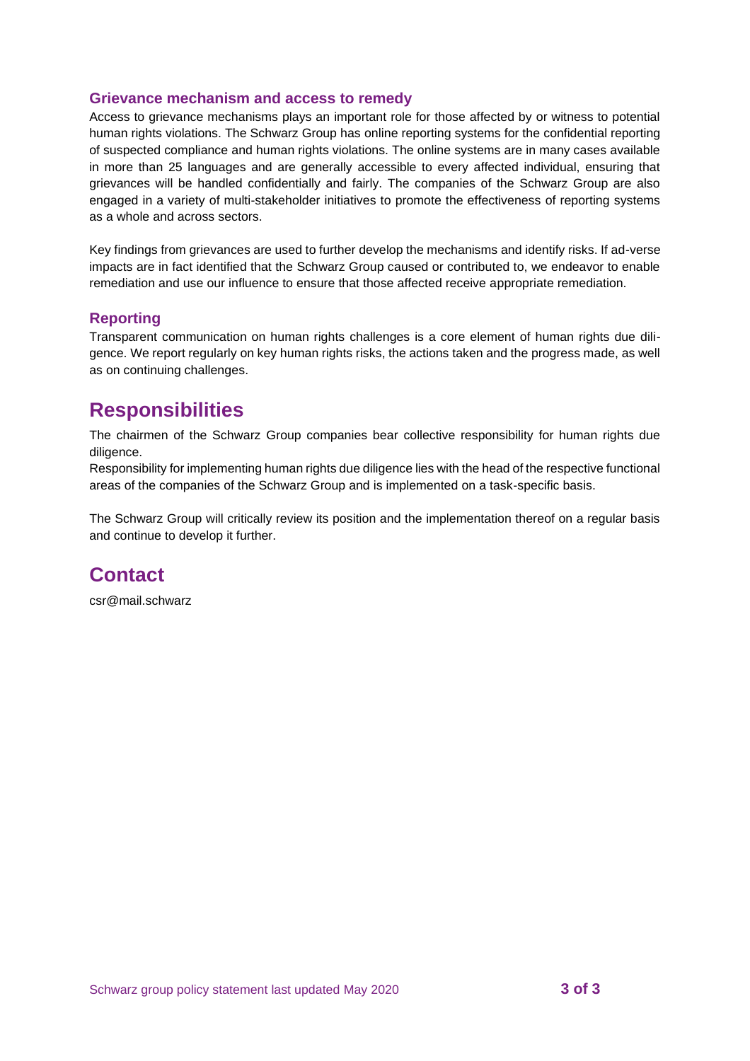### Grievance mechanism and access to remedy

Access to grievance mechanisms plays an important role for those affected by or witness to potential human rights violations. The Schwarz Group has online reporting systems for the confidential reporting of suspected compliance and human rights violations. The online systems are in many cases available in more than 25 languages and are generally accessible to every affected individual, ensuring that grievances will be handled confidentially and fairly. The companies of the Schwarz Group are also engaged in a variety of multi-stakeholder initiatives to promote the effectiveness of reporting systems as a whole and across sectors.

Key findings from grievances are used to further develop the mechanisms and identify risks. If ad-verse impacts are in fact identified that the Schwarz Group caused or contributed to, we endeavor to enable remediation and use our influence to ensure that those affected receive appropriate remediation.

### Reporting

Transparent communication on human rights challenges is a core element of human rights due diligence. We report regularly on key human rights risks, the actions taken and the progress made, as well as on continuing challenges.

## Responsibilities

The chairmen of the Schwarz Group companies bear collective responsibility for human rights due diligence.
Responsibility for implementing human rights due diligence lies with the head of the respective functional areas of the companies of the Schwarz Group and is implemented on a task-specific basis.

The Schwarz Group will critically review its position and the implementation thereof on a regular basis and continue to develop it further.

## Contact

csr@mail.schwarz